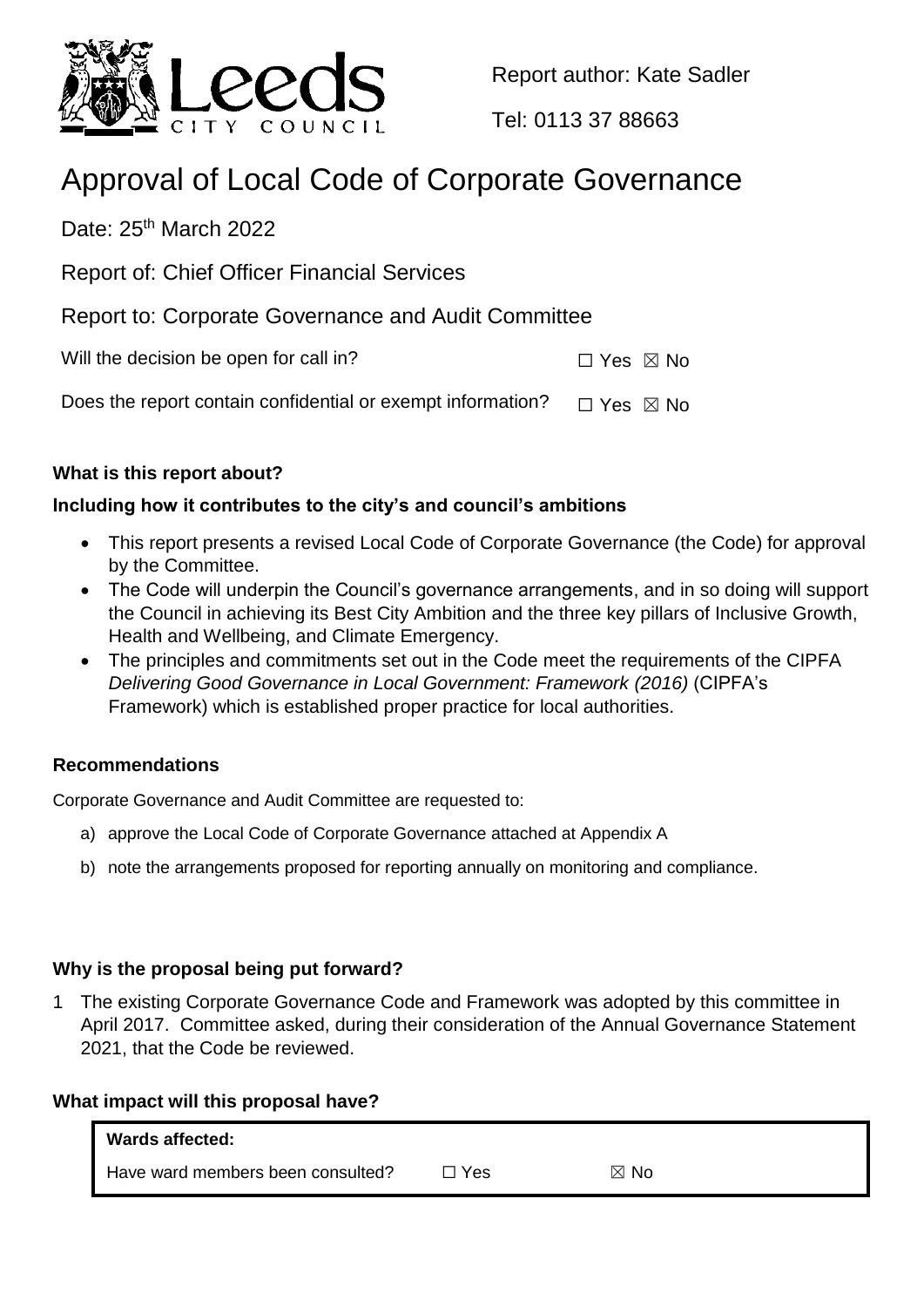Report author: Kate Sadler

Tel: 0113 37 88663

# Approval of Local Code of Corporate Governance

Date: 25th March 2022

Report of: Chief Officer Financial Services

Report to: Corporate Governance and Audit Committee

| | |
|---|---|
| Will the decision be open for call in? | ☐ Yes ☒ No |
| Does the report contain confidential or exempt information? | ☐ Yes ☒ No |

**What is this report about?**

**Including how it contributes to the city's and council's ambitions**

- This report presents a revised Local Code of Corporate Governance (the Code) for approval by the Committee.
- The Code will underpin the Council's governance arrangements, and in so doing will support the Council in achieving its Best City Ambition and the three key pillars of Inclusive Growth, Health and Wellbeing, and Climate Emergency.
- The principles and commitments set out in the Code meet the requirements of the CIPFA *Delivering Good Governance in Local Government: Framework (2016)* (CIPFA's Framework) which is established proper practice for local authorities.

**Recommendations**

Corporate Governance and Audit Committee are requested to:

a) approve the Local Code of Corporate Governance attached at Appendix A

b) note the arrangements proposed for reporting annually on monitoring and compliance.

**Why is the proposal being put forward?**

1 The existing Corporate Governance Code and Framework was adopted by this committee in April 2017. Committee asked, during their consideration of the Annual Governance Statement 2021, that the Code be reviewed.

**What impact will this proposal have?**

| **Wards affected:** | | |
|---|---|---|
| Have ward members been consulted? | ☐ Yes | ☒ No |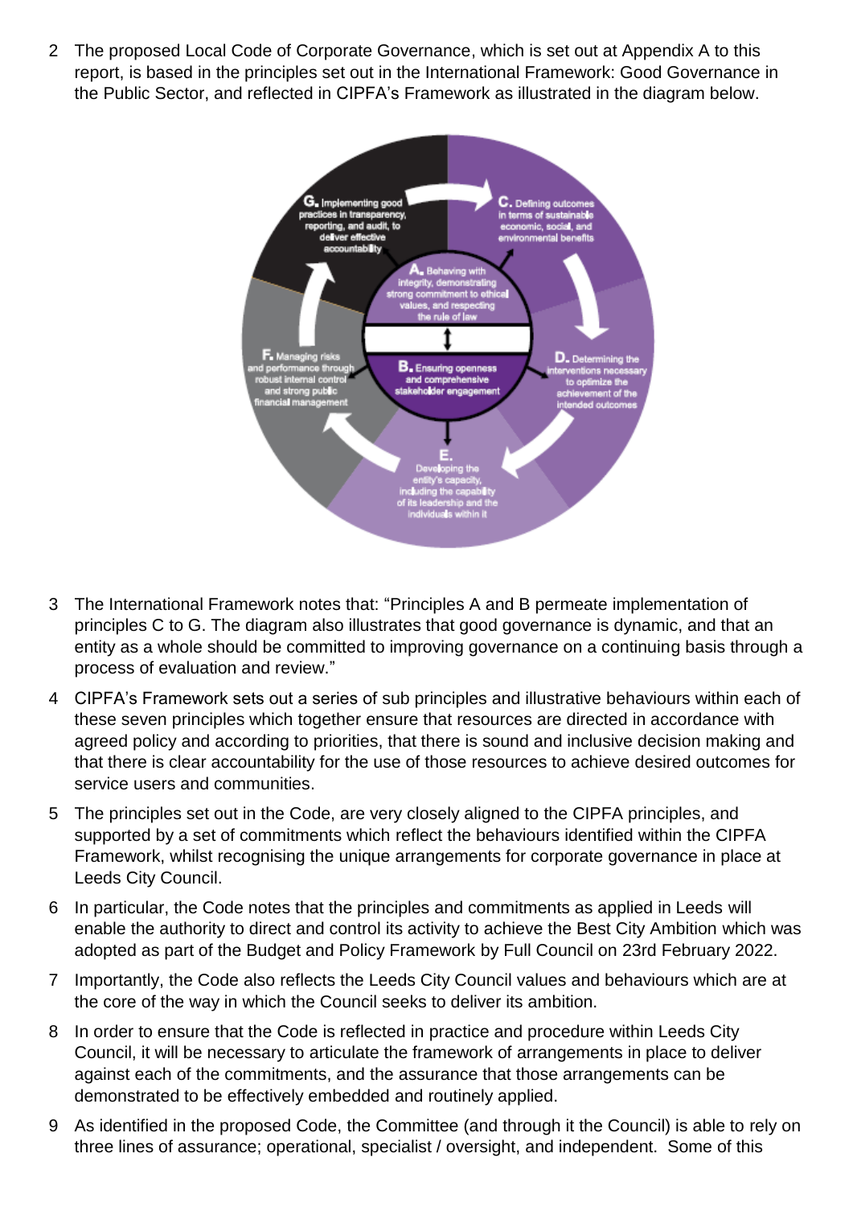2 The proposed Local Code of Corporate Governance, which is set out at Appendix A to this report, is based in the principles set out in the International Framework: Good Governance in the Public Sector, and reflected in CIPFA's Framework as illustrated in the diagram below.

- **A.** Behaving with integrity, demonstrating strong commitment to ethical values, and respecting the rule of law
- **B.** Ensuring openness and comprehensive stakeholder engagement
- **C.** Defining outcomes in terms of sustainable economic, social, and environmental benefits
- **D.** Determining the interventions necessary to optimize the achievement of the intended outcomes
- **E.** Developing the entity's capacity, including the capability of its leadership and the individuals within it
- **F.** Managing risks and performance through robust internal control and strong public financial management
- **G.** Implementing good practices in transparency, reporting, and audit, to deliver effective accountability

3 The International Framework notes that: "Principles A and B permeate implementation of principles C to G. The diagram also illustrates that good governance is dynamic, and that an entity as a whole should be committed to improving governance on a continuing basis through a process of evaluation and review."

4 CIPFA's Framework sets out a series of sub principles and illustrative behaviours within each of these seven principles which together ensure that resources are directed in accordance with agreed policy and according to priorities, that there is sound and inclusive decision making and that there is clear accountability for the use of those resources to achieve desired outcomes for service users and communities.

5 The principles set out in the Code, are very closely aligned to the CIPFA principles, and supported by a set of commitments which reflect the behaviours identified within the CIPFA Framework, whilst recognising the unique arrangements for corporate governance in place at Leeds City Council.

6 In particular, the Code notes that the principles and commitments as applied in Leeds will enable the authority to direct and control its activity to achieve the Best City Ambition which was adopted as part of the Budget and Policy Framework by Full Council on 23rd February 2022.

7 Importantly, the Code also reflects the Leeds City Council values and behaviours which are at the core of the way in which the Council seeks to deliver its ambition.

8 In order to ensure that the Code is reflected in practice and procedure within Leeds City Council, it will be necessary to articulate the framework of arrangements in place to deliver against each of the commitments, and the assurance that those arrangements can be demonstrated to be effectively embedded and routinely applied.

9 As identified in the proposed Code, the Committee (and through it the Council) is able to rely on three lines of assurance; operational, specialist / oversight, and independent. Some of this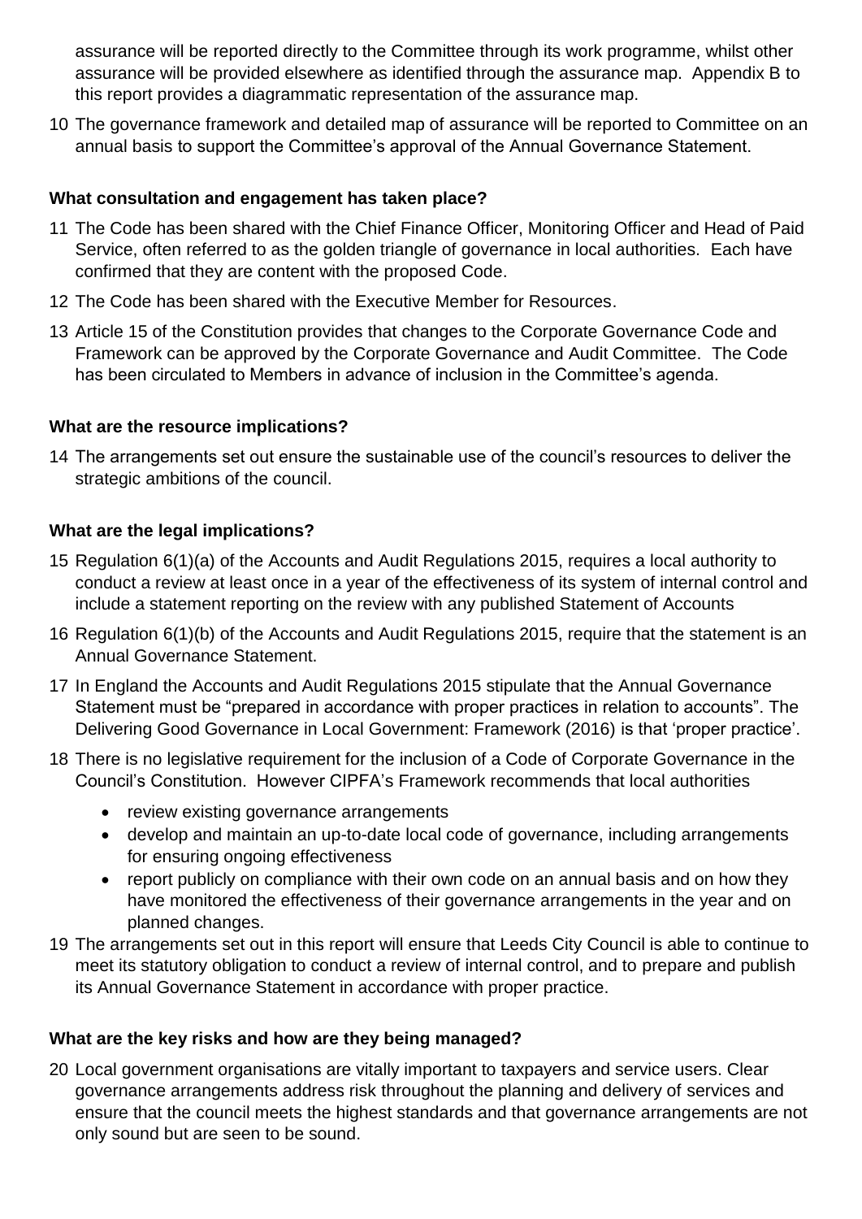assurance will be reported directly to the Committee through its work programme, whilst other assurance will be provided elsewhere as identified through the assurance map. Appendix B to this report provides a diagrammatic representation of the assurance map.

10 The governance framework and detailed map of assurance will be reported to Committee on an annual basis to support the Committee's approval of the Annual Governance Statement.

**What consultation and engagement has taken place?**

11 The Code has been shared with the Chief Finance Officer, Monitoring Officer and Head of Paid Service, often referred to as the golden triangle of governance in local authorities. Each have confirmed that they are content with the proposed Code.

12 The Code has been shared with the Executive Member for Resources.

13 Article 15 of the Constitution provides that changes to the Corporate Governance Code and Framework can be approved by the Corporate Governance and Audit Committee. The Code has been circulated to Members in advance of inclusion in the Committee's agenda.

**What are the resource implications?**

14 The arrangements set out ensure the sustainable use of the council's resources to deliver the strategic ambitions of the council.

**What are the legal implications?**

15 Regulation 6(1)(a) of the Accounts and Audit Regulations 2015, requires a local authority to conduct a review at least once in a year of the effectiveness of its system of internal control and include a statement reporting on the review with any published Statement of Accounts

16 Regulation 6(1)(b) of the Accounts and Audit Regulations 2015, require that the statement is an Annual Governance Statement.

17 In England the Accounts and Audit Regulations 2015 stipulate that the Annual Governance Statement must be "prepared in accordance with proper practices in relation to accounts". The Delivering Good Governance in Local Government: Framework (2016) is that 'proper practice'.

18 There is no legislative requirement for the inclusion of a Code of Corporate Governance in the Council's Constitution. However CIPFA's Framework recommends that local authorities

- review existing governance arrangements
- develop and maintain an up-to-date local code of governance, including arrangements for ensuring ongoing effectiveness
- report publicly on compliance with their own code on an annual basis and on how they have monitored the effectiveness of their governance arrangements in the year and on planned changes.

19 The arrangements set out in this report will ensure that Leeds City Council is able to continue to meet its statutory obligation to conduct a review of internal control, and to prepare and publish its Annual Governance Statement in accordance with proper practice.

**What are the key risks and how are they being managed?**

20 Local government organisations are vitally important to taxpayers and service users. Clear governance arrangements address risk throughout the planning and delivery of services and ensure that the council meets the highest standards and that governance arrangements are not only sound but are seen to be sound.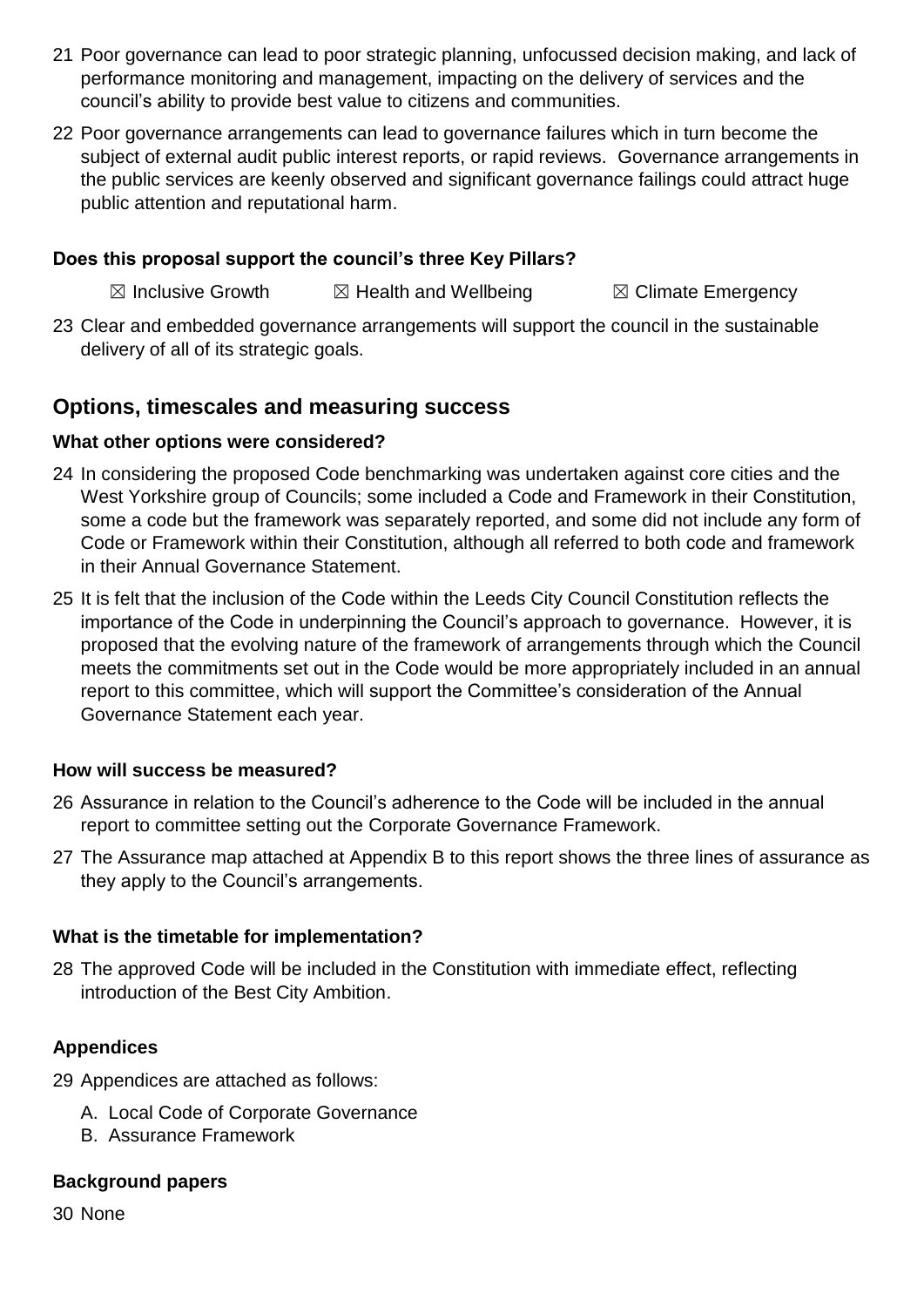21 Poor governance can lead to poor strategic planning, unfocussed decision making, and lack of performance monitoring and management, impacting on the delivery of services and the council's ability to provide best value to citizens and communities.

22 Poor governance arrangements can lead to governance failures which in turn become the subject of external audit public interest reports, or rapid reviews. Governance arrangements in the public services are keenly observed and significant governance failings could attract huge public attention and reputational harm.

**Does this proposal support the council's three Key Pillars?**

☒ Inclusive Growth ☒ Health and Wellbeing ☒ Climate Emergency

23 Clear and embedded governance arrangements will support the council in the sustainable delivery of all of its strategic goals.

## Options, timescales and measuring success

**What other options were considered?**

24 In considering the proposed Code benchmarking was undertaken against core cities and the West Yorkshire group of Councils; some included a Code and Framework in their Constitution, some a code but the framework was separately reported, and some did not include any form of Code or Framework within their Constitution, although all referred to both code and framework in their Annual Governance Statement.

25 It is felt that the inclusion of the Code within the Leeds City Council Constitution reflects the importance of the Code in underpinning the Council's approach to governance. However, it is proposed that the evolving nature of the framework of arrangements through which the Council meets the commitments set out in the Code would be more appropriately included in an annual report to this committee, which will support the Committee's consideration of the Annual Governance Statement each year.

**How will success be measured?**

26 Assurance in relation to the Council's adherence to the Code will be included in the annual report to committee setting out the Corporate Governance Framework.

27 The Assurance map attached at Appendix B to this report shows the three lines of assurance as they apply to the Council's arrangements.

**What is the timetable for implementation?**

28 The approved Code will be included in the Constitution with immediate effect, reflecting introduction of the Best City Ambition.

**Appendices**

29 Appendices are attached as follows:

A. Local Code of Corporate Governance
B. Assurance Framework

**Background papers**

30 None